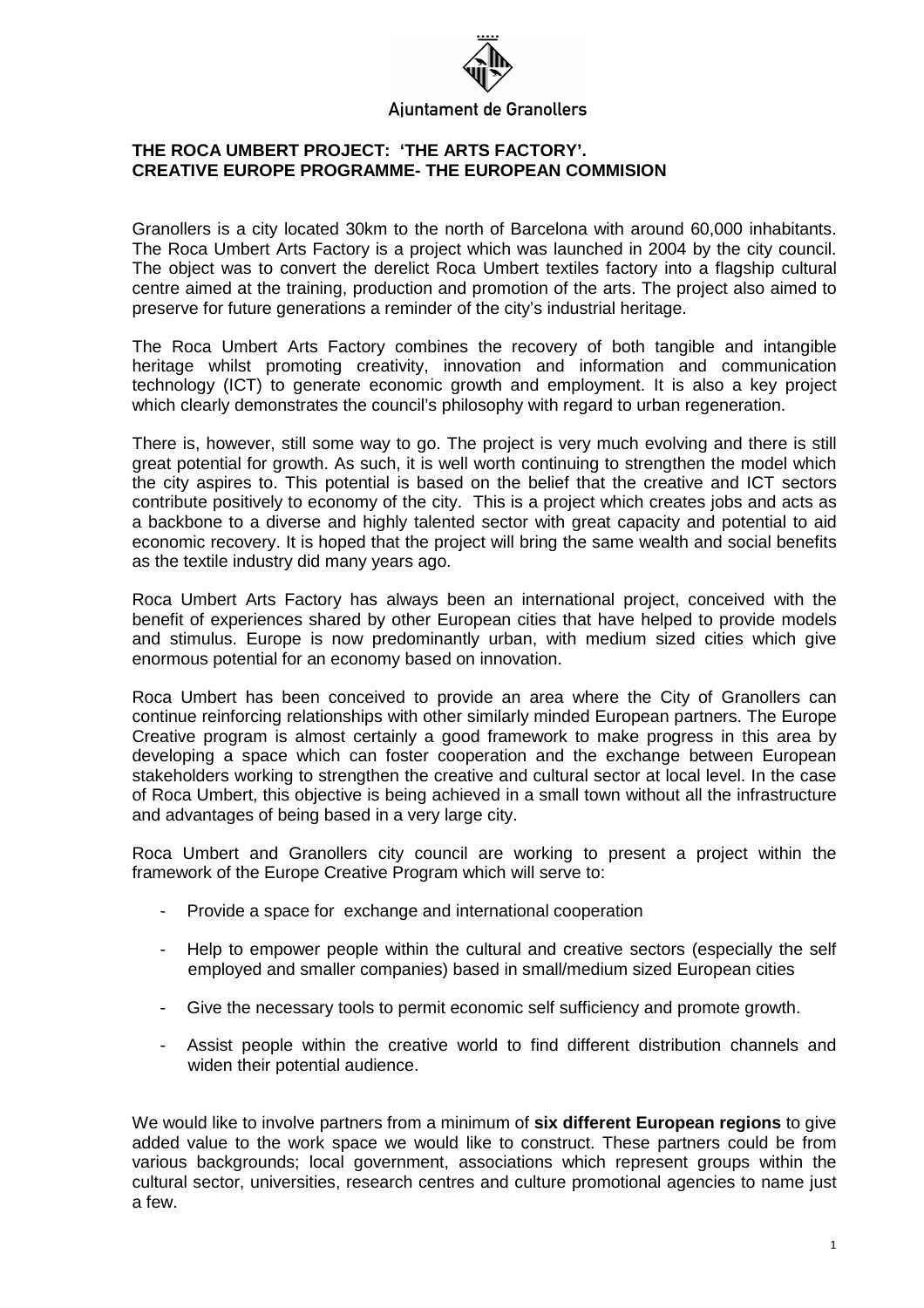Ajuntament de Granollers

**THE ROCA UMBERT PROJECT: 'THE ARTS FACTORY'.**
**CREATIVE EUROPE PROGRAMME- THE EUROPEAN COMMISION**

Granollers is a city located 30km to the north of Barcelona with around 60,000 inhabitants. The Roca Umbert Arts Factory is a project which was launched in 2004 by the city council. The object was to convert the derelict Roca Umbert textiles factory into a flagship cultural centre aimed at the training, production and promotion of the arts. The project also aimed to preserve for future generations a reminder of the city's industrial heritage.

The Roca Umbert Arts Factory combines the recovery of both tangible and intangible heritage whilst promoting creativity, innovation and information and communication technology (ICT) to generate economic growth and employment. It is also a key project which clearly demonstrates the council's philosophy with regard to urban regeneration.

There is, however, still some way to go. The project is very much evolving and there is still great potential for growth. As such, it is well worth continuing to strengthen the model which the city aspires to. This potential is based on the belief that the creative and ICT sectors contribute positively to economy of the city. This is a project which creates jobs and acts as a backbone to a diverse and highly talented sector with great capacity and potential to aid economic recovery. It is hoped that the project will bring the same wealth and social benefits as the textile industry did many years ago.

Roca Umbert Arts Factory has always been an international project, conceived with the benefit of experiences shared by other European cities that have helped to provide models and stimulus. Europe is now predominantly urban, with medium sized cities which give enormous potential for an economy based on innovation.

Roca Umbert has been conceived to provide an area where the City of Granollers can continue reinforcing relationships with other similarly minded European partners. The Europe Creative program is almost certainly a good framework to make progress in this area by developing a space which can foster cooperation and the exchange between European stakeholders working to strengthen the creative and cultural sector at local level. In the case of Roca Umbert, this objective is being achieved in a small town without all the infrastructure and advantages of being based in a very large city.

Roca Umbert and Granollers city council are working to present a project within the framework of the Europe Creative Program which will serve to:

- Provide a space for exchange and international cooperation
- Help to empower people within the cultural and creative sectors (especially the self employed and smaller companies) based in small/medium sized European cities
- Give the necessary tools to permit economic self sufficiency and promote growth.
- Assist people within the creative world to find different distribution channels and widen their potential audience.

We would like to involve partners from a minimum of **six different European regions** to give added value to the work space we would like to construct. These partners could be from various backgrounds; local government, associations which represent groups within the cultural sector, universities, research centres and culture promotional agencies to name just a few.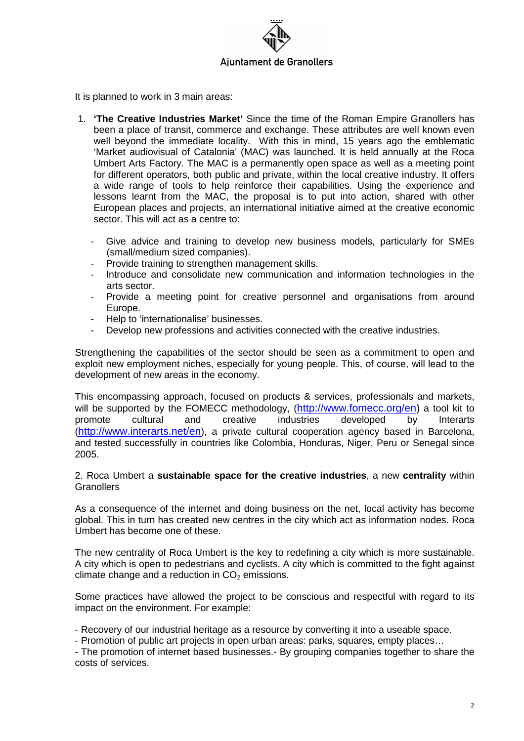It is planned to work in 3 main areas:

1. **'The Creative Industries Market'** Since the time of the Roman Empire Granollers has been a place of transit, commerce and exchange. These attributes are well known even well beyond the immediate locality. With this in mind, 15 years ago the emblematic 'Market audiovisual of Catalonia' (MAC) was launched. It is held annually at the Roca Umbert Arts Factory. The MAC is a permanently open space as well as a meeting point for different operators, both public and private, within the local creative industry. It offers a wide range of tools to help reinforce their capabilities. Using the experience and lessons learnt from the MAC, the proposal is to put into action, shared with other European places and projects, an international initiative aimed at the creative economic sector. This will act as a centre to:

   - Give advice and training to develop new business models, particularly for SMEs (small/medium sized companies).
   - Provide training to strengthen management skills.
   - Introduce and consolidate new communication and information technologies in the arts sector.
   - Provide a meeting point for creative personnel and organisations from around Europe.
   - Help to 'internationalise' businesses.
   - Develop new professions and activities connected with the creative industries.

Strengthening the capabilities of the sector should be seen as a commitment to open and exploit new employment niches, especially for young people. This, of course, will lead to the development of new areas in the economy.

This encompassing approach, focused on products & services, professionals and markets, will be supported by the FOMECC methodology, (http://www.fomecc.org/en) a tool kit to promote cultural and creative industries developed by Interarts (http://www.interarts.net/en), a private cultural cooperation agency based in Barcelona, and tested successfully in countries like Colombia, Honduras, Niger, Peru or Senegal since 2005.

2. Roca Umbert a **sustainable space for the creative industries**, a new **centrality** within Granollers

As a consequence of the internet and doing business on the net, local activity has become global. This in turn has created new centres in the city which act as information nodes. Roca Umbert has become one of these.

The new centrality of Roca Umbert is the key to redefining a city which is more sustainable. A city which is open to pedestrians and cyclists. A city which is committed to the fight against climate change and a reduction in $CO_2$ emissions.

Some practices have allowed the project to be conscious and respectful with regard to its impact on the environment. For example:

- Recovery of our industrial heritage as a resource by converting it into a useable space.
- Promotion of public art projects in open urban areas: parks, squares, empty places…
- The promotion of internet based businesses.- By grouping companies together to share the costs of services.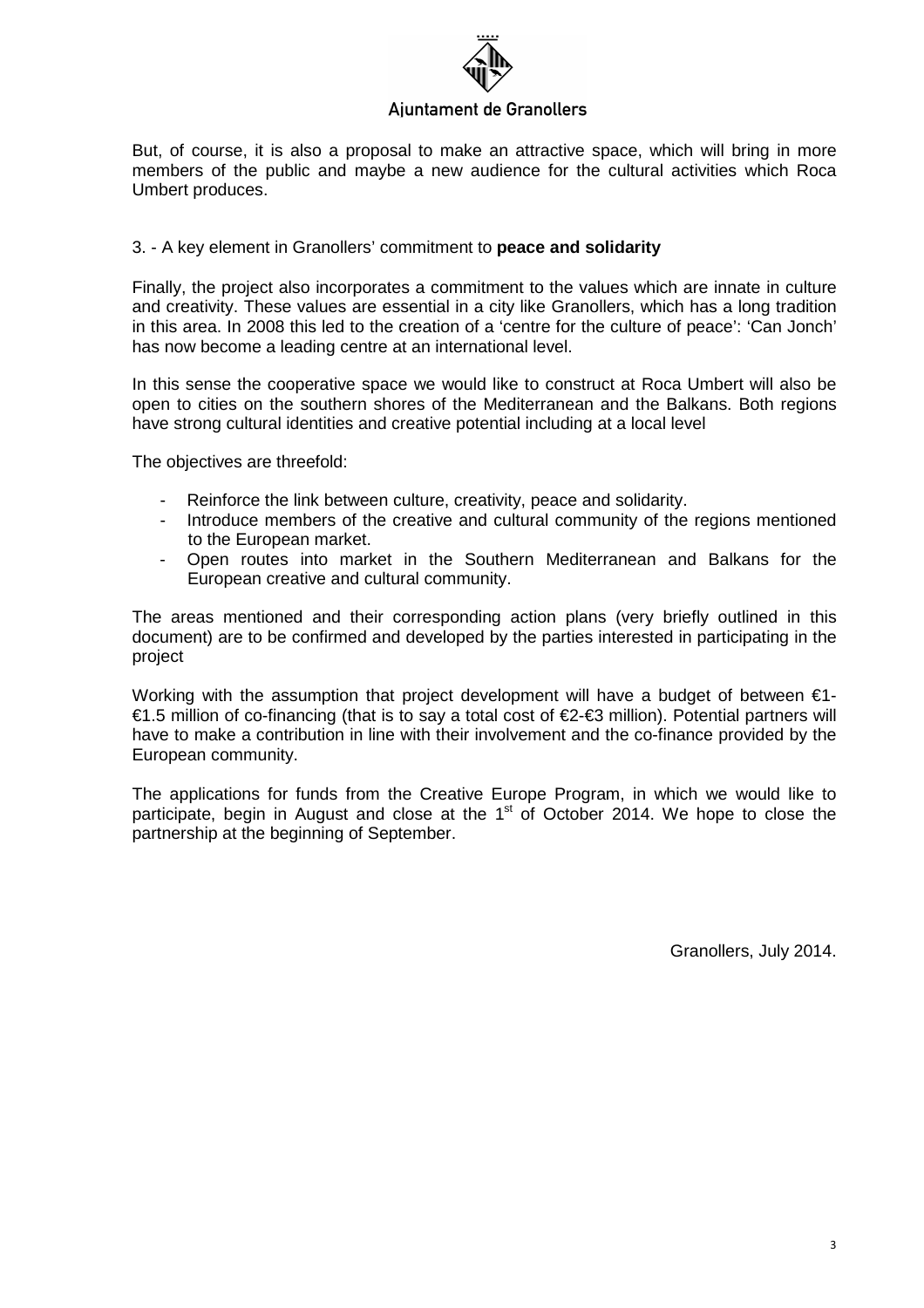But, of course, it is also a proposal to make an attractive space, which will bring in more members of the public and maybe a new audience for the cultural activities which Roca Umbert produces.

3. - A key element in Granollers' commitment to **peace and solidarity**

Finally, the project also incorporates a commitment to the values which are innate in culture and creativity. These values are essential in a city like Granollers, which has a long tradition in this area. In 2008 this led to the creation of a 'centre for the culture of peace': 'Can Jonch' has now become a leading centre at an international level.

In this sense the cooperative space we would like to construct at Roca Umbert will also be open to cities on the southern shores of the Mediterranean and the Balkans. Both regions have strong cultural identities and creative potential including at a local level

The objectives are threefold:

- Reinforce the link between culture, creativity, peace and solidarity.
- Introduce members of the creative and cultural community of the regions mentioned to the European market.
- Open routes into market in the Southern Mediterranean and Balkans for the European creative and cultural community.

The areas mentioned and their corresponding action plans (very briefly outlined in this document) are to be confirmed and developed by the parties interested in participating in the project

Working with the assumption that project development will have a budget of between €1-€1.5 million of co-financing (that is to say a total cost of €2-€3 million). Potential partners will have to make a contribution in line with their involvement and the co-finance provided by the European community.

The applications for funds from the Creative Europe Program, in which we would like to participate, begin in August and close at the 1st of October 2014. We hope to close the partnership at the beginning of September.

Granollers, July 2014.